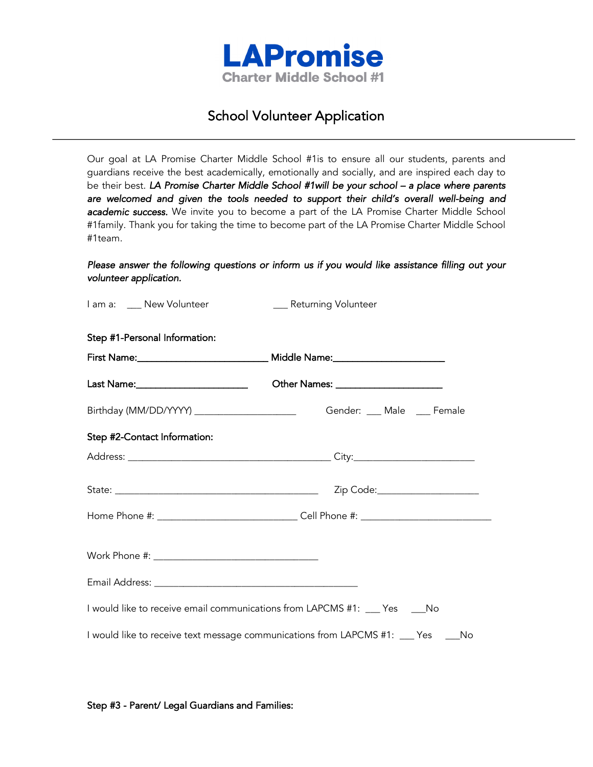# LAPromise

Charter Middle School #1

## School Volunteer Application

---

Our goal at LA Promise Charter Middle School #1is to ensure all our students, parents and guardians receive the best academically, emotionally and socially, and are inspired each day to be their best. ***LA Promise Charter Middle School #1will be your school – a place where parents are welcomed and given the tools needed to support their child's overall well-being and academic success.*** We invite you to become a part of the LA Promise Charter Middle School #1family. Thank you for taking the time to become part of the LA Promise Charter Middle School #1team.

***Please answer the following questions or inform us if you would like assistance filling out your volunteer application.***

I am a: ___ New Volunteer ___ Returning Volunteer

**Step #1-Personal Information:**

**First Name:**_________________________ **Middle Name:**_____________________

**Last Name:**______________________ **Other Names:** _____________________

Birthday (MM/DD/YYYY) ____________________ Gender: ___ Male ___ Female

**Step #2-Contact Information:**

Address: ________________________________________ City:_______________________

State: ________________________________________ Zip Code:___________________

Home Phone #: ___________________________ Cell Phone #: _________________________

Work Phone #: ________________________________

Email Address: ________________________________________

I would like to receive email communications from LAPCMS #1: ___ Yes ___No

I would like to receive text message communications from LAPCMS #1: ___ Yes ___No

**Step #3 - Parent/ Legal Guardians and Families:**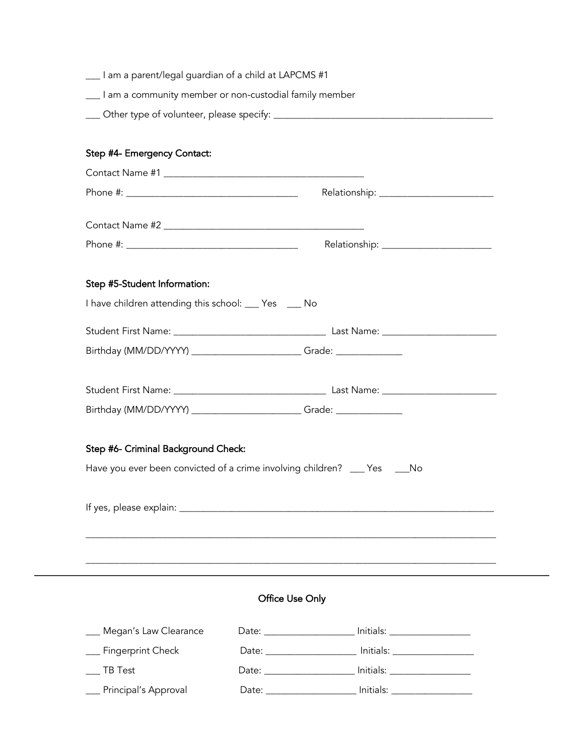___ I am a parent/legal guardian of a child at LAPCMS #1

___ I am a community member or non-custodial family member

___ Other type of volunteer, please specify: ___________________________________________

### Step #4- Emergency Contact:

Contact Name #1 ________________________________________

Phone #: __________________________________ Relationship: _______________________

Contact Name #2 ________________________________________

Phone #: __________________________________ Relationship: ______________________

### Step #5-Student Information:

I have children attending this school: ___ Yes ___ No

Student First Name: ______________________________ Last Name: _______________________

Birthday (MM/DD/YYYY) ______________________ Grade: _____________

Student First Name: ______________________________ Last Name: _______________________

Birthday (MM/DD/YYYY) ______________________ Grade: _____________

### Step #6- Criminal Background Check:

Have you ever been convicted of a crime involving children? ___ Yes ___No

If yes, please explain: _______________________________________________________________

_____________________________________________________________________________________

_____________________________________________________________________________________

---

## Office Use Only

___ Megan's Law Clearance Date: __________________ Initials: ________________

___ Fingerprint Check Date: __________________ Initials: ________________

___ TB Test Date: __________________ Initials: ________________

___ Principal's Approval Date: __________________ Initials: ________________